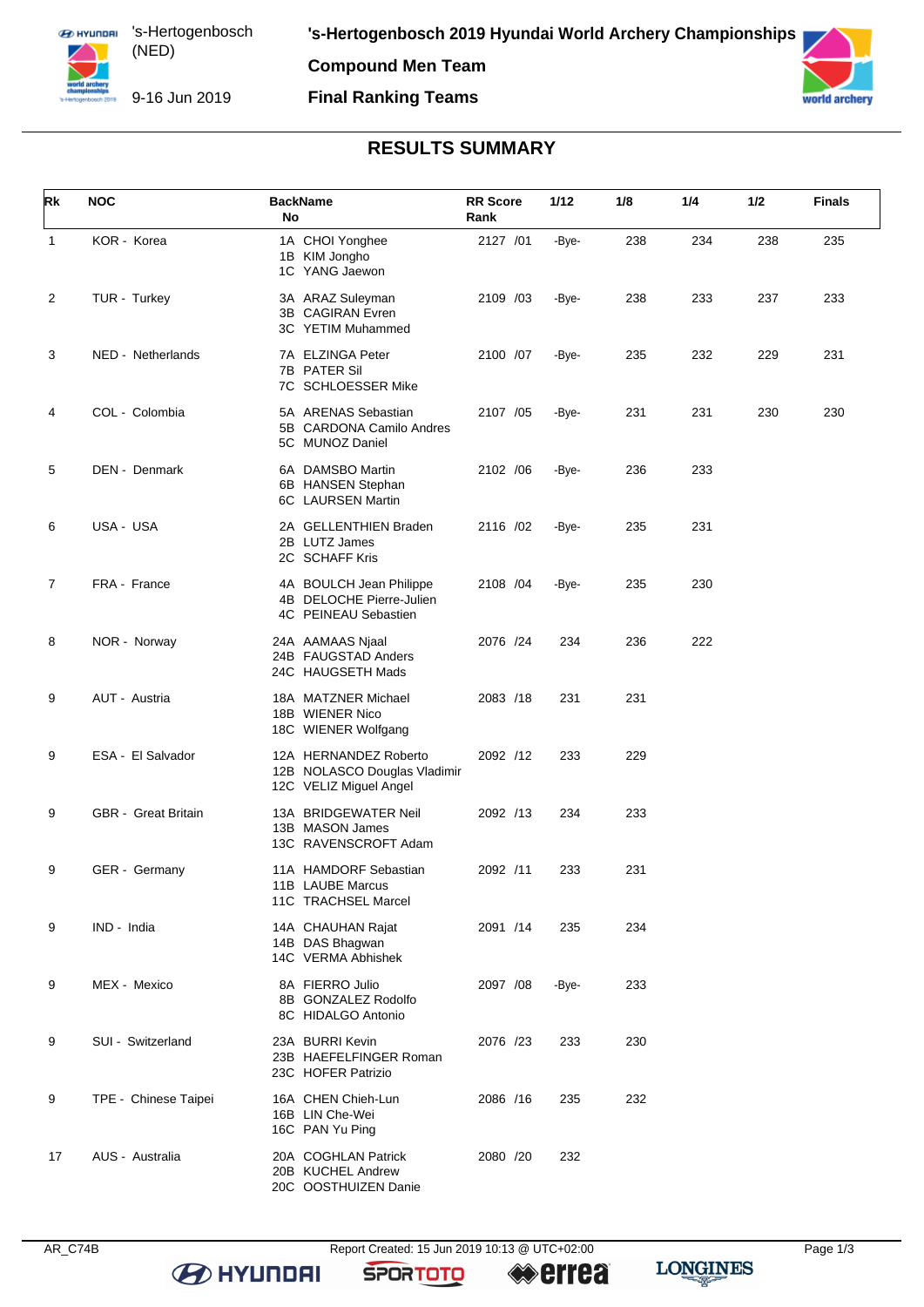# 's-Hertogenbosch 2019 Hyundai World Archery Championships

's-Hertogenbosch (NED)

9-16 Jun 2019

**Compound Men Team**

**Final Ranking Teams**

## RESULTS SUMMARY

| Rk | NOC | BackName No | RR Score Rank | 1/12 | 1/8 | 1/4 | 1/2 | Finals |
|---|---|---|---|---|---|---|---|---|
| 1 | KOR - Korea | 1A CHOI Yonghee<br>1B KIM Jongho<br>1C YANG Jaewon | 2127 /01 | -Bye- | 238 | 234 | 238 | 235 |
| 2 | TUR - Turkey | 3A ARAZ Suleyman<br>3B CAGIRAN Evren<br>3C YETIM Muhammed | 2109 /03 | -Bye- | 238 | 233 | 237 | 233 |
| 3 | NED - Netherlands | 7A ELZINGA Peter<br>7B PATER Sil<br>7C SCHLOESSER Mike | 2100 /07 | -Bye- | 235 | 232 | 229 | 231 |
| 4 | COL - Colombia | 5A ARENAS Sebastian<br>5B CARDONA Camilo Andres<br>5C MUNOZ Daniel | 2107 /05 | -Bye- | 231 | 231 | 230 | 230 |
| 5 | DEN - Denmark | 6A DAMSBO Martin<br>6B HANSEN Stephan<br>6C LAURSEN Martin | 2102 /06 | -Bye- | 236 | 233 | | |
| 6 | USA - USA | 2A GELLENTHIEN Braden<br>2B LUTZ James<br>2C SCHAFF Kris | 2116 /02 | -Bye- | 235 | 231 | | |
| 7 | FRA - France | 4A BOULCH Jean Philippe<br>4B DELOCHE Pierre-Julien<br>4C PEINEAU Sebastien | 2108 /04 | -Bye- | 235 | 230 | | |
| 8 | NOR - Norway | 24A AAMAAS Njaal<br>24B FAUGSTAD Anders<br>24C HAUGSETH Mads | 2076 /24 | 234 | 236 | 222 | | |
| 9 | AUT - Austria | 18A MATZNER Michael<br>18B WIENER Nico<br>18C WIENER Wolfgang | 2083 /18 | 231 | 231 | | | |
| 9 | ESA - El Salvador | 12A HERNANDEZ Roberto<br>12B NOLASCO Douglas Vladimir<br>12C VELIZ Miguel Angel | 2092 /12 | 233 | 229 | | | |
| 9 | GBR - Great Britain | 13A BRIDGEWATER Neil<br>13B MASON James<br>13C RAVENSCROFT Adam | 2092 /13 | 234 | 233 | | | |
| 9 | GER - Germany | 11A HAMDORF Sebastian<br>11B LAUBE Marcus<br>11C TRACHSEL Marcel | 2092 /11 | 233 | 231 | | | |
| 9 | IND - India | 14A CHAUHAN Rajat<br>14B DAS Bhagwan<br>14C VERMA Abhishek | 2091 /14 | 235 | 234 | | | |
| 9 | MEX - Mexico | 8A FIERRO Julio<br>8B GONZALEZ Rodolfo<br>8C HIDALGO Antonio | 2097 /08 | -Bye- | 233 | | | |
| 9 | SUI - Switzerland | 23A BURRI Kevin<br>23B HAEFELFINGER Roman<br>23C HOFER Patrizio | 2076 /23 | 233 | 230 | | | |
| 9 | TPE - Chinese Taipei | 16A CHEN Chieh-Lun<br>16B LIN Che-Wei<br>16C PAN Yu Ping | 2086 /16 | 235 | 232 | | | |
| 17 | AUS - Australia | 20A COGHLAN Patrick<br>20B KUCHEL Andrew<br>20C OOSTHUIZEN Danie | 2080 /20 | 232 | | | | |

AR_C74B Report Created: 15 Jun 2019 10:13 @ UTC+02:00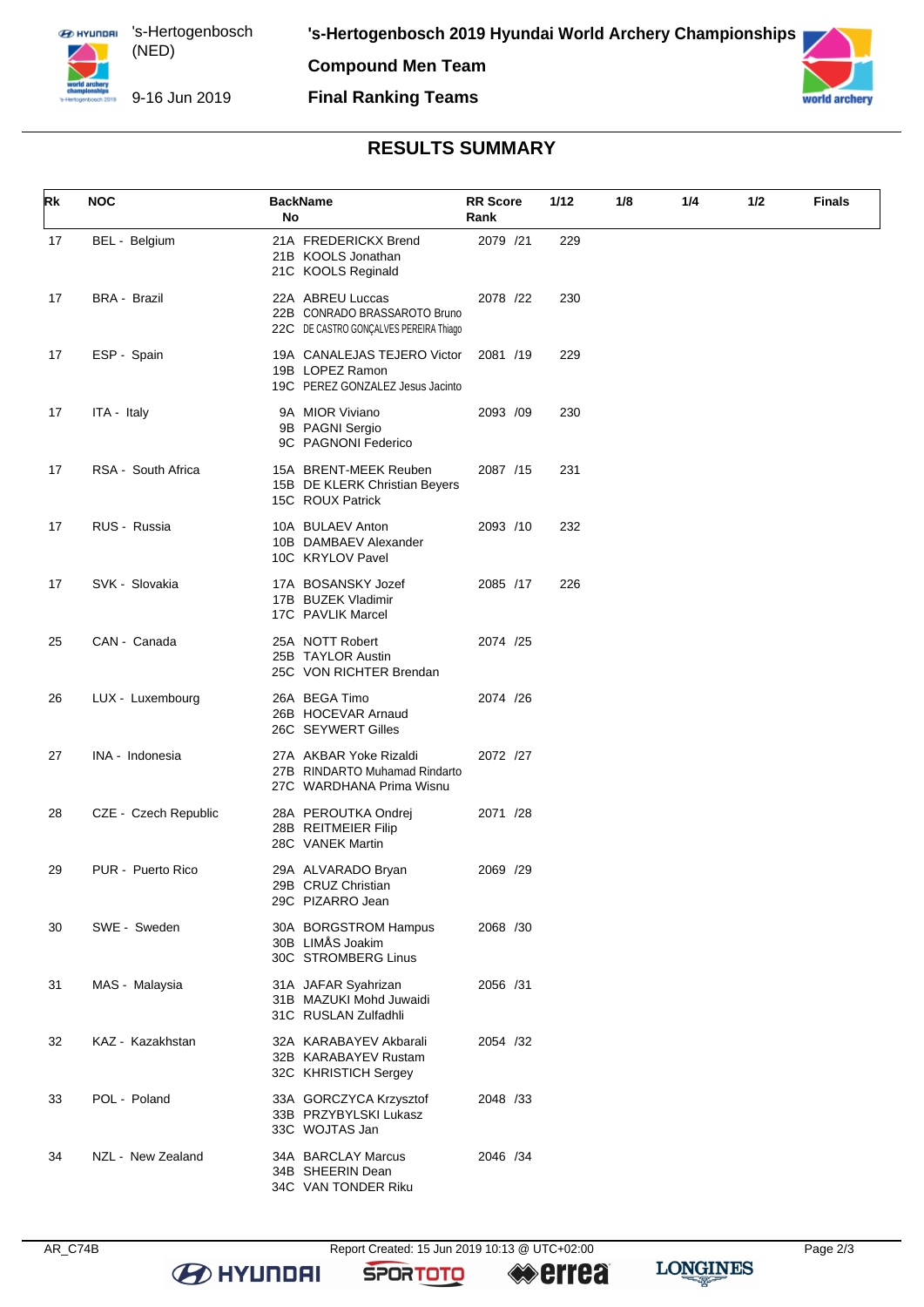# 's-Hertogenbosch 2019 Hyundai World Archery Championships

's-Hertogenbosch (NED)
9-16 Jun 2019

**Compound Men Team**

**Final Ranking Teams**

## RESULTS SUMMARY

| Rk | NOC | BackName No | RR Score Rank | 1/12 | 1/8 | 1/4 | 1/2 | Finals |
|---|---|---|---|---|---|---|---|---|
| 17 | BEL - Belgium | 21A FREDERICKX Brend<br>21B KOOLS Jonathan<br>21C KOOLS Reginald | 2079 /21 | 229 | | | | |
| 17 | BRA - Brazil | 22A ABREU Luccas<br>22B CONRADO BRASSAROTO Bruno<br>22C DE CASTRO GONÇALVES PEREIRA Thiago | 2078 /22 | 230 | | | | |
| 17 | ESP - Spain | 19A CANALEJAS TEJERO Victor<br>19B LOPEZ Ramon<br>19C PEREZ GONZALEZ Jesus Jacinto | 2081 /19 | 229 | | | | |
| 17 | ITA - Italy | 9A MIOR Viviano<br>9B PAGNI Sergio<br>9C PAGNONI Federico | 2093 /09 | 230 | | | | |
| 17 | RSA - South Africa | 15A BRENT-MEEK Reuben<br>15B DE KLERK Christian Beyers<br>15C ROUX Patrick | 2087 /15 | 231 | | | | |
| 17 | RUS - Russia | 10A BULAEV Anton<br>10B DAMBAEV Alexander<br>10C KRYLOV Pavel | 2093 /10 | 232 | | | | |
| 17 | SVK - Slovakia | 17A BOSANSKY Jozef<br>17B BUZEK Vladimir<br>17C PAVLIK Marcel | 2085 /17 | 226 | | | | |
| 25 | CAN - Canada | 25A NOTT Robert<br>25B TAYLOR Austin<br>25C VON RICHTER Brendan | 2074 /25 | | | | | |
| 26 | LUX - Luxembourg | 26A BEGA Timo<br>26B HOCEVAR Arnaud<br>26C SEYWERT Gilles | 2074 /26 | | | | | |
| 27 | INA - Indonesia | 27A AKBAR Yoke Rizaldi<br>27B RINDARTO Muhamad Rindarto<br>27C WARDHANA Prima Wisnu | 2072 /27 | | | | | |
| 28 | CZE - Czech Republic | 28A PEROUTKA Ondrej<br>28B REITMEIER Filip<br>28C VANEK Martin | 2071 /28 | | | | | |
| 29 | PUR - Puerto Rico | 29A ALVARADO Bryan<br>29B CRUZ Christian<br>29C PIZARRO Jean | 2069 /29 | | | | | |
| 30 | SWE - Sweden | 30A BORGSTROM Hampus<br>30B LIMÅS Joakim<br>30C STROMBERG Linus | 2068 /30 | | | | | |
| 31 | MAS - Malaysia | 31A JAFAR Syahrizan<br>31B MAZUKI Mohd Juwaidi<br>31C RUSLAN Zulfadhli | 2056 /31 | | | | | |
| 32 | KAZ - Kazakhstan | 32A KARABAYEV Akbarali<br>32B KARABAYEV Rustam<br>32C KHRISTICH Sergey | 2054 /32 | | | | | |
| 33 | POL - Poland | 33A GORCZYCA Krzysztof<br>33B PRZYBYLSKI Lukasz<br>33C WOJTAS Jan | 2048 /33 | | | | | |
| 34 | NZL - New Zealand | 34A BARCLAY Marcus<br>34B SHEERIN Dean<br>34C VAN TONDER Riku | 2046 /34 | | | | | |

AR_C74B — Report Created: 15 Jun 2019 10:13 @ UTC+02:00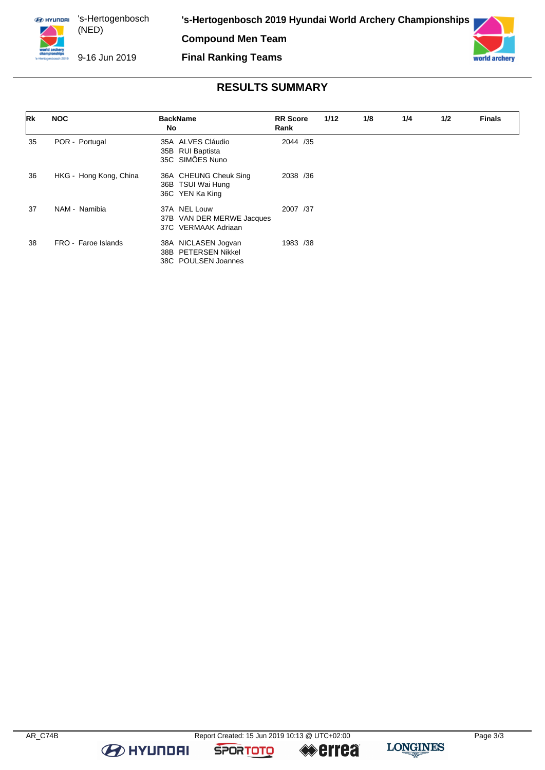's-Hertogenbosch (NED)

9-16 Jun 2019

**'s-Hertogenbosch 2019 Hyundai World Archery Championships**

**Compound Men Team**

**Final Ranking Teams**

## RESULTS SUMMARY

| Rk | NOC | BackName No | RR Score Rank | 1/12 | 1/8 | 1/4 | 1/2 | Finals |
|---|---|---|---|---|---|---|---|---|
| 35 | POR - Portugal | 35A ALVES Cláudio<br>35B RUI Baptista<br>35C SIMÕES Nuno | 2044 /35 | | | | | |
| 36 | HKG - Hong Kong, China | 36A CHEUNG Cheuk Sing<br>36B TSUI Wai Hung<br>36C YEN Ka King | 2038 /36 | | | | | |
| 37 | NAM - Namibia | 37A NEL Louw<br>37B VAN DER MERWE Jacques<br>37C VERMAAK Adriaan | 2007 /37 | | | | | |
| 38 | FRO - Faroe Islands | 38A NICLASEN Jogvan<br>38B PETERSEN Nikkel<br>38C POULSEN Joannes | 1983 /38 | | | | | |

AR_C74B Report Created: 15 Jun 2019 10:13 @ UTC+02:00